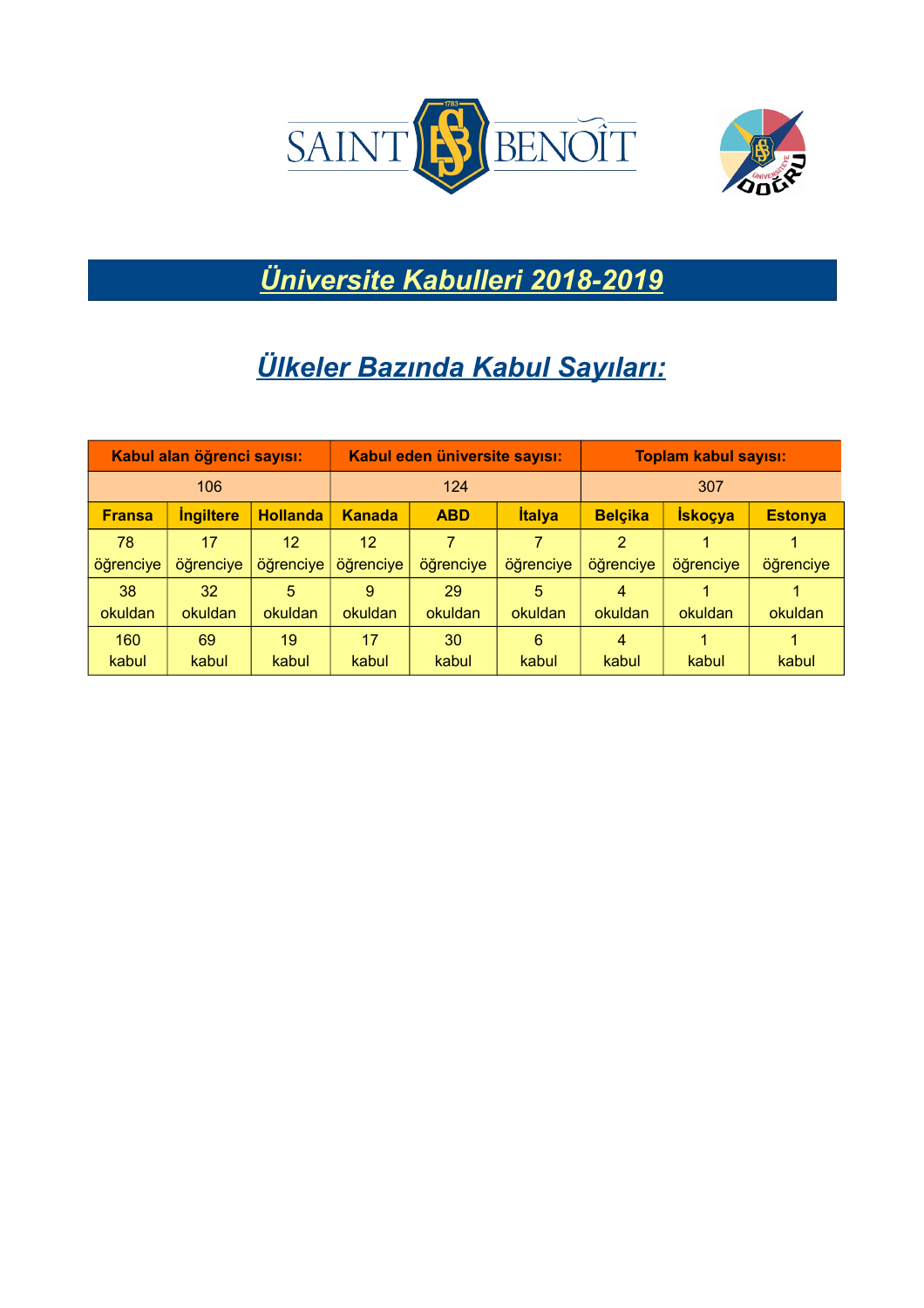# Üniversite Kabulleri 2018-2019

## Ülkeler Bazında Kabul Sayıları:

| Kabul alan öğrenci sayısı: | | | Kabul eden üniversite sayısı: | | | Toplam kabul sayısı: | | |
|---|---|---|---|---|---|---|---|---|
| 106 | | | 124 | | | 307 | | |
| **Fransa** | **İngiltere** | **Hollanda** | **Kanada** | **ABD** | **İtalya** | **Belçika** | **İskoçya** | **Estonya** |
| 78 öğrenciye | 17 öğrenciye | 12 öğrenciye | 12 öğrenciye | 7 öğrenciye | 7 öğrenciye | 2 öğrenciye | 1 öğrenciye | 1 öğrenciye |
| 38 okuldan | 32 okuldan | 5 okuldan | 9 okuldan | 29 okuldan | 5 okuldan | 4 okuldan | 1 okuldan | 1 okuldan |
| 160 kabul | 69 kabul | 19 kabul | 17 kabul | 30 kabul | 6 kabul | 4 kabul | 1 kabul | 1 kabul |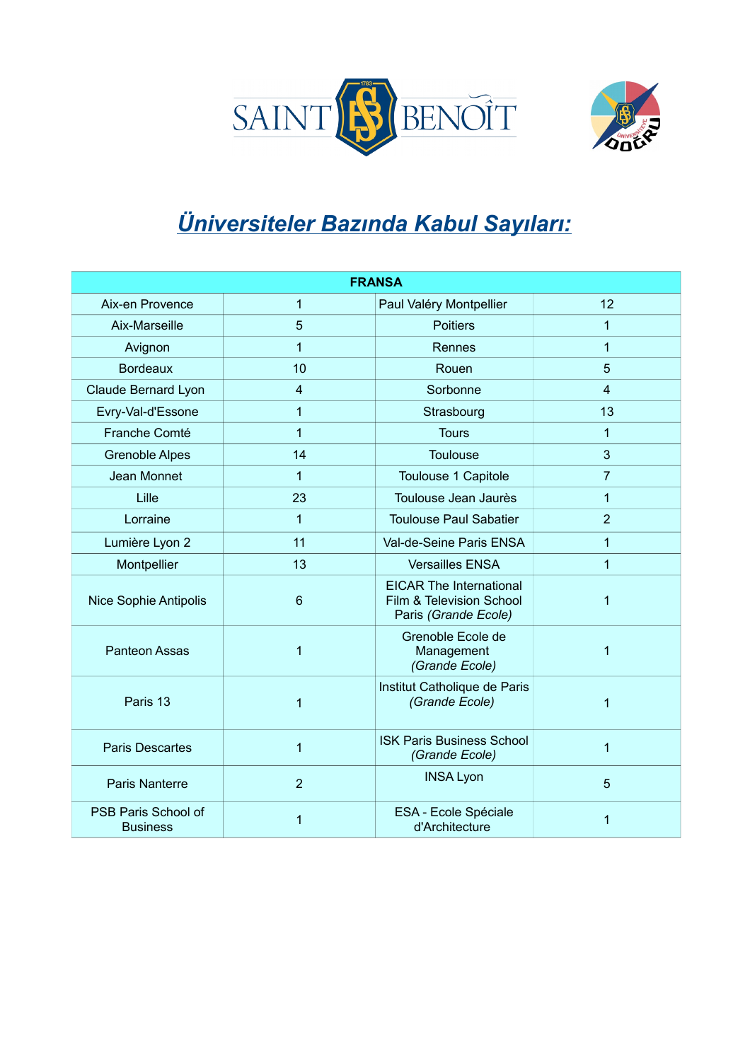# *Üniversiteler Bazında Kabul Sayıları:*

| FRANSA | | | |
|---|---|---|---|
| Aix-en Provence | 1 | Paul Valéry Montpellier | 12 |
| Aix-Marseille | 5 | Poitiers | 1 |
| Avignon | 1 | Rennes | 1 |
| Bordeaux | 10 | Rouen | 5 |
| Claude Bernard Lyon | 4 | Sorbonne | 4 |
| Evry-Val-d'Essone | 1 | Strasbourg | 13 |
| Franche Comté | 1 | Tours | 1 |
| Grenoble Alpes | 14 | Toulouse | 3 |
| Jean Monnet | 1 | Toulouse 1 Capitole | 7 |
| Lille | 23 | Toulouse Jean Jaurès | 1 |
| Lorraine | 1 | Toulouse Paul Sabatier | 2 |
| Lumière Lyon 2 | 11 | Val-de-Seine Paris ENSA | 1 |
| Montpellier | 13 | Versailles ENSA | 1 |
| Nice Sophie Antipolis | 6 | EICAR The International Film & Television School Paris *(Grande Ecole)* | 1 |
| Panteon Assas | 1 | Grenoble Ecole de Management *(Grande Ecole)* | 1 |
| Paris 13 | 1 | Institut Catholique de Paris *(Grande Ecole)* | 1 |
| Paris Descartes | 1 | ISK Paris Business School *(Grande Ecole)* | 1 |
| Paris Nanterre | 2 | INSA Lyon | 5 |
| PSB Paris School of Business | 1 | ESA - Ecole Spéciale d'Architecture | 1 |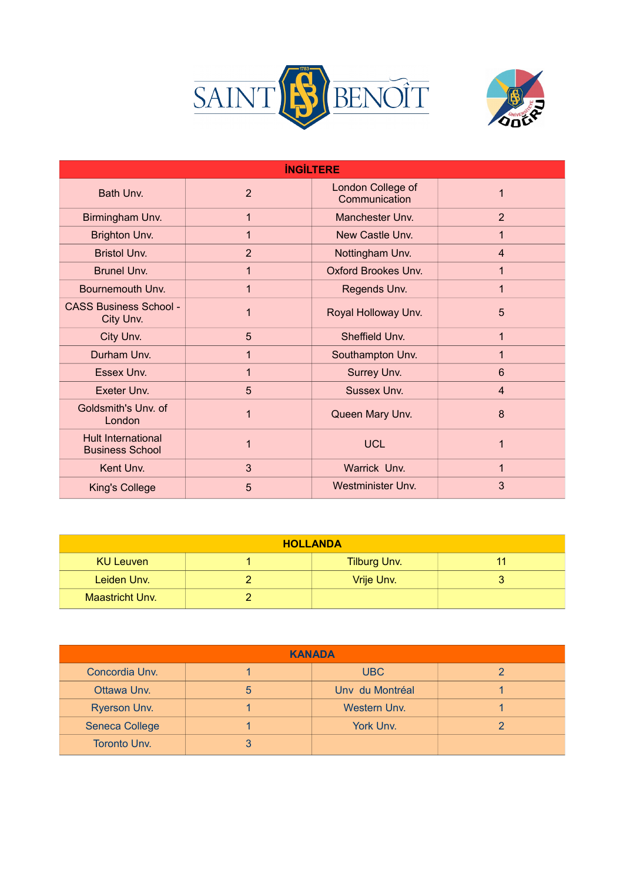| İNGİLTERE | | | |
|---|---|---|---|
| Bath Unv. | 2 | London College of Communication | 1 |
| Birmingham Unv. | 1 | Manchester Unv. | 2 |
| Brighton Unv. | 1 | New Castle Unv. | 1 |
| Bristol Unv. | 2 | Nottingham Unv. | 4 |
| Brunel Unv. | 1 | Oxford Brookes Unv. | 1 |
| Bournemouth Unv. | 1 | Regends Unv. | 1 |
| CASS Business School - City Unv. | 1 | Royal Holloway Unv. | 5 |
| City Unv. | 5 | Sheffield Unv. | 1 |
| Durham Unv. | 1 | Southampton Unv. | 1 |
| Essex Unv. | 1 | Surrey Unv. | 6 |
| Exeter Unv. | 5 | Sussex Unv. | 4 |
| Goldsmith's Unv. of London | 1 | Queen Mary Unv. | 8 |
| Hult International Business School | 1 | UCL | 1 |
| Kent Unv. | 3 | Warrick Unv. | 1 |
| King's College | 5 | Westminister Unv. | 3 |

| HOLLANDA | | | |
|---|---|---|---|
| KU Leuven | 1 | Tilburg Unv. | 11 |
| Leiden Unv. | 2 | Vrije Unv. | 3 |
| Maastricht Unv. | 2 | | |

| KANADA | | | |
|---|---|---|---|
| Concordia Unv. | 1 | UBC | 2 |
| Ottawa Unv. | 5 | Unv du Montréal | 1 |
| Ryerson Unv. | 1 | Western Unv. | 1 |
| Seneca College | 1 | York Unv. | 2 |
| Toronto Unv. | 3 | | |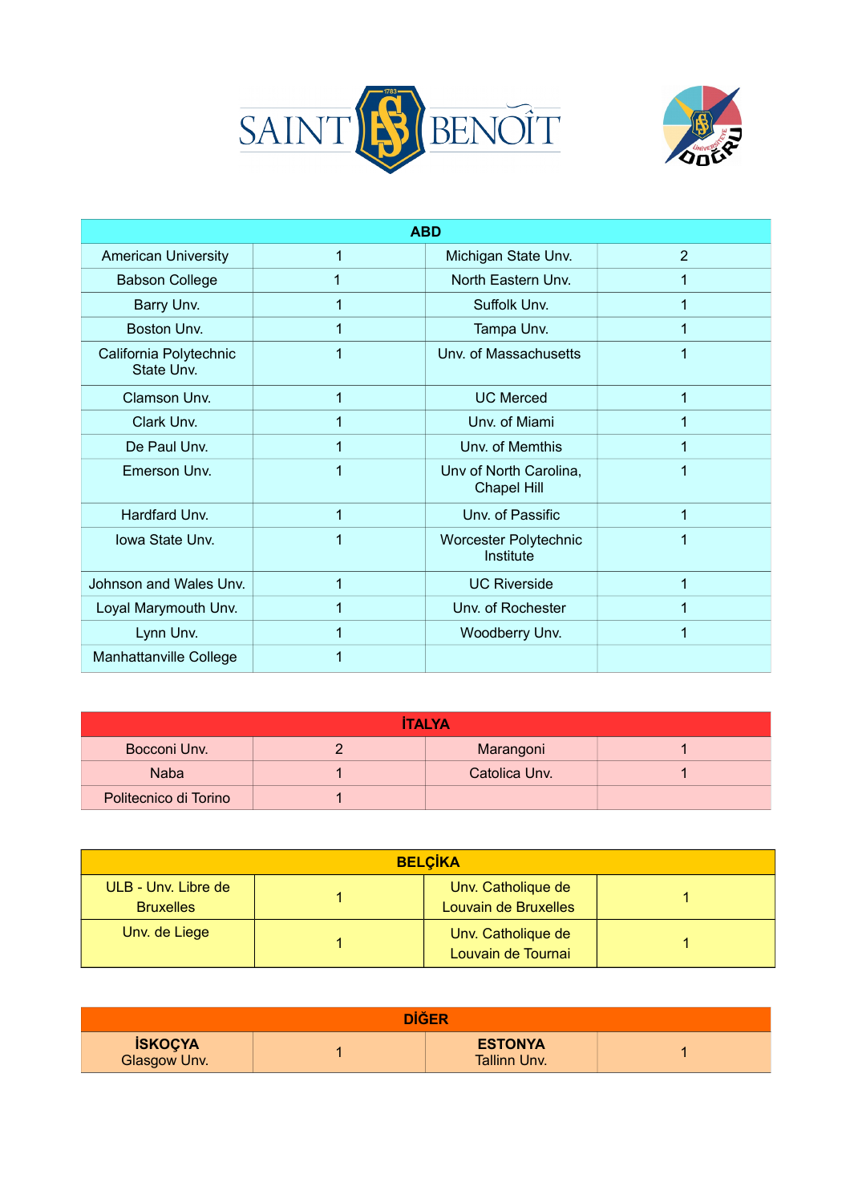| ABD | | | |
|---|---|---|---|
| American University | 1 | Michigan State Unv. | 2 |
| Babson College | 1 | North Eastern Unv. | 1 |
| Barry Unv. | 1 | Suffolk Unv. | 1 |
| Boston Unv. | 1 | Tampa Unv. | 1 |
| California Polytechnic State Unv. | 1 | Unv. of Massachusetts | 1 |
| Clamson Unv. | 1 | UC Merced | 1 |
| Clark Unv. | 1 | Unv. of Miami | 1 |
| De Paul Unv. | 1 | Unv. of Memthis | 1 |
| Emerson Unv. | 1 | Unv of North Carolina, Chapel Hill | 1 |
| Hardfard Unv. | 1 | Unv. of Passific | 1 |
| Iowa State Unv. | 1 | Worcester Polytechnic Institute | 1 |
| Johnson and Wales Unv. | 1 | UC Riverside | 1 |
| Loyal Marymouth Unv. | 1 | Unv. of Rochester | 1 |
| Lynn Unv. | 1 | Woodberry Unv. | 1 |
| Manhattanville College | 1 | | |

| İTALYA | | | |
|---|---|---|---|
| Bocconi Unv. | 2 | Marangoni | 1 |
| Naba | 1 | Catolica Unv. | 1 |
| Politecnico di Torino | 1 | | |

| BELÇİKA | | | |
|---|---|---|---|
| ULB - Unv. Libre de Bruxelles | 1 | Unv. Catholique de Louvain de Bruxelles | 1 |
| Unv. de Liege | 1 | Unv. Catholique de Louvain de Tournai | 1 |

| DİĞER | | | |
|---|---|---|---|
| **İSKOÇYA** Glasgow Unv. | 1 | **ESTONYA** Tallinn Unv. | 1 |